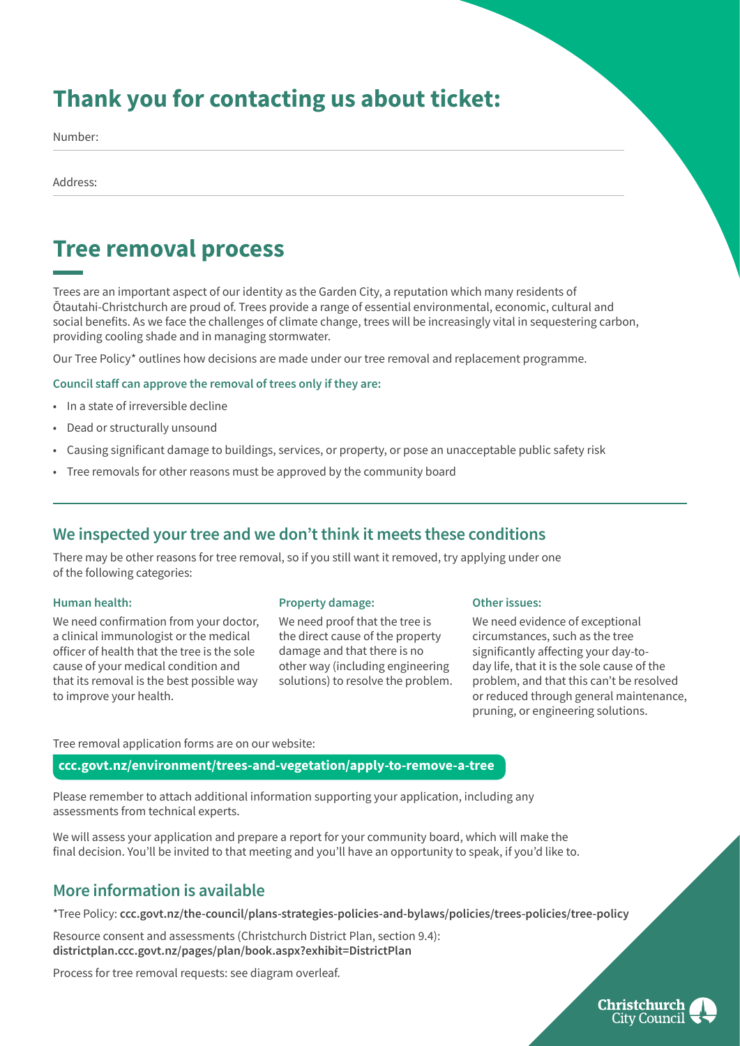# Thank you for contacting us about ticket:

Number:

Address:

# Tree removal process

Trees are an important aspect of our identity as the Garden City, a reputation which many residents of Ōtautahi-Christchurch are proud of. Trees provide a range of essential environmental, economic, cultural and social benefits. As we face the challenges of climate change, trees will be increasingly vital in sequestering carbon, providing cooling shade and in managing stormwater.

Our Tree Policy* outlines how decisions are made under our tree removal and replacement programme.

**Council staff can approve the removal of trees only if they are:**

- In a state of irreversible decline
- Dead or structurally unsound
- Causing significant damage to buildings, services, or property, or pose an unacceptable public safety risk
- Tree removals for other reasons must be approved by the community board

## We inspected your tree and we don't think it meets these conditions

There may be other reasons for tree removal, so if you still want it removed, try applying under one of the following categories:

**Human health:**

We need confirmation from your doctor, a clinical immunologist or the medical officer of health that the tree is the sole cause of your medical condition and that its removal is the best possible way to improve your health.

**Property damage:**

We need proof that the tree is the direct cause of the property damage and that there is no other way (including engineering solutions) to resolve the problem.

**Other issues:**

We need evidence of exceptional circumstances, such as the tree significantly affecting your day-to-day life, that it is the sole cause of the problem, and that this can't be resolved or reduced through general maintenance, pruning, or engineering solutions.

Tree removal application forms are on our website:

**ccc.govt.nz/environment/trees-and-vegetation/apply-to-remove-a-tree**

Please remember to attach additional information supporting your application, including any assessments from technical experts.

We will assess your application and prepare a report for your community board, which will make the final decision. You'll be invited to that meeting and you'll have an opportunity to speak, if you'd like to.

## More information is available

*Tree Policy: **ccc.govt.nz/the-council/plans-strategies-policies-and-bylaws/policies/trees-policies/tree-policy**

Resource consent and assessments (Christchurch District Plan, section 9.4):
**districtplan.ccc.govt.nz/pages/plan/book.aspx?exhibit=DistrictPlan**

Process for tree removal requests: see diagram overleaf.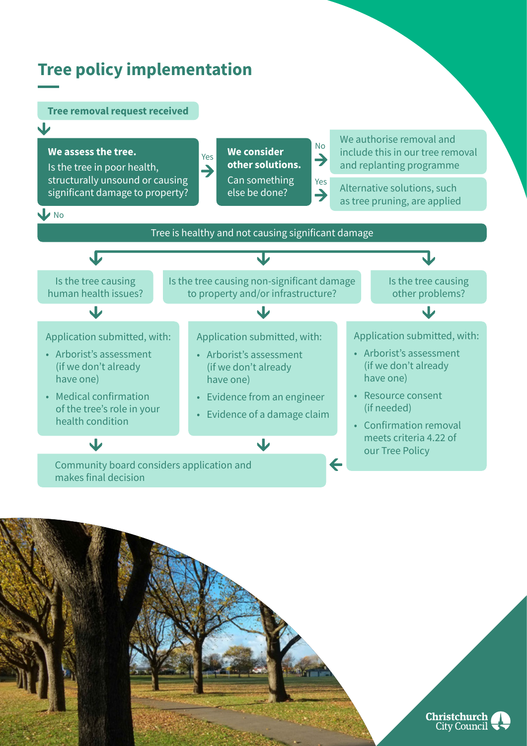# Tree policy implementation

**Tree removal request received**

**We assess the tree.**
Is the tree in poor health, structurally unsound or causing significant damage to property?

Yes

**We consider other solutions.**
Can something else be done?

No

We authorise removal and include this in our tree removal and replanting programme

Yes

Alternative solutions, such as tree pruning, are applied

No

Tree is healthy and not causing significant damage

Is the tree causing human health issues?

Application submitted, with:

- Arborist's assessment (if we don't already have one)
- Medical confirmation of the tree's role in your health condition

Is the tree causing non-significant damage to property and/or infrastructure?

Application submitted, with:

- Arborist's assessment (if we don't already have one)
- Evidence from an engineer
- Evidence of a damage claim

Is the tree causing other problems?

Application submitted, with:

- Arborist's assessment (if we don't already have one)
- Resource consent (if needed)
- Confirmation removal meets criteria 4.22 of our Tree Policy

Community board considers application and makes final decision

Christchurch City Council